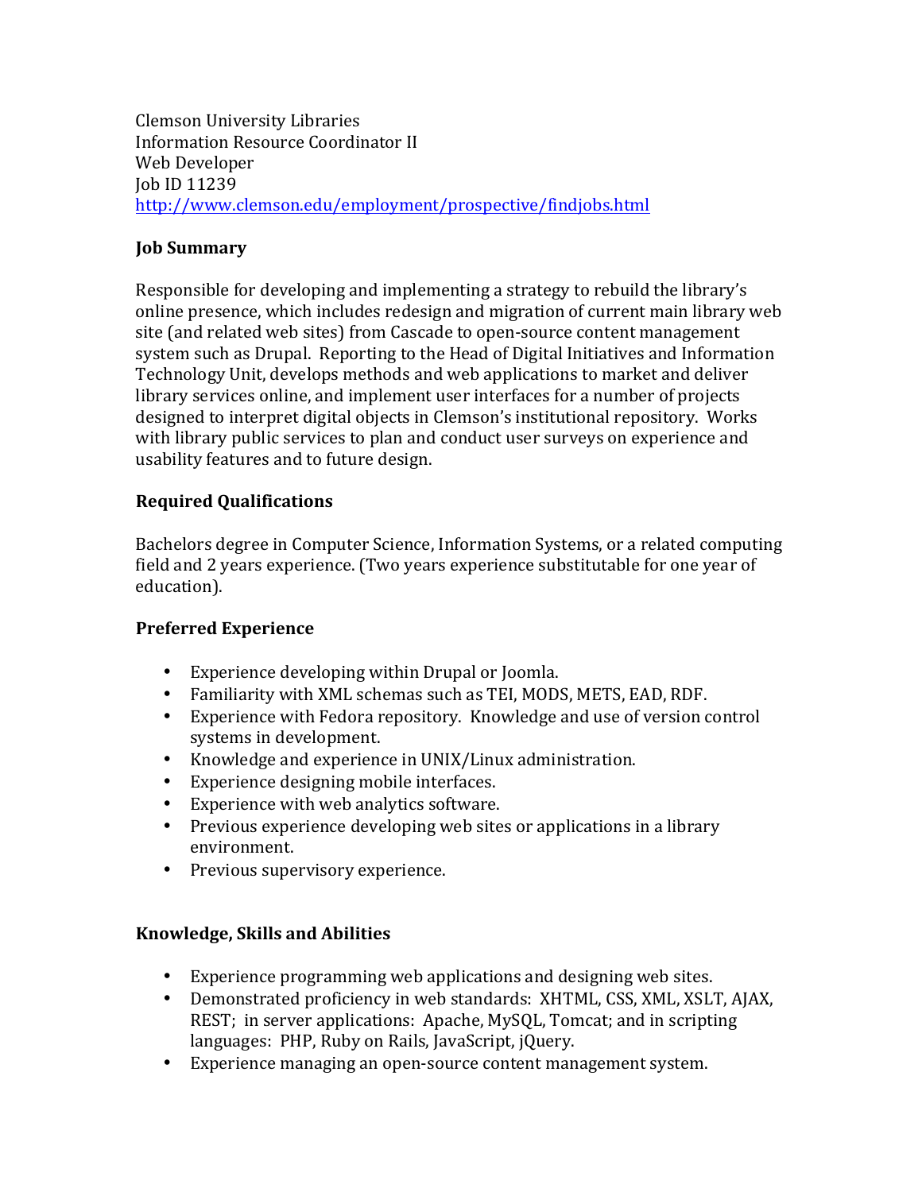Clemson University Libraries
Information Resource Coordinator II
Web Developer
Job ID 11239
http://www.clemson.edu/employment/prospective/findjobs.html

**Job Summary**

Responsible for developing and implementing a strategy to rebuild the library's online presence, which includes redesign and migration of current main library web site (and related web sites) from Cascade to open-source content management system such as Drupal. Reporting to the Head of Digital Initiatives and Information Technology Unit, develops methods and web applications to market and deliver library services online, and implement user interfaces for a number of projects designed to interpret digital objects in Clemson's institutional repository. Works with library public services to plan and conduct user surveys on experience and usability features and to future design.

**Required Qualifications**

Bachelors degree in Computer Science, Information Systems, or a related computing field and 2 years experience. (Two years experience substitutable for one year of education).

**Preferred Experience**

- Experience developing within Drupal or Joomla.
- Familiarity with XML schemas such as TEI, MODS, METS, EAD, RDF.
- Experience with Fedora repository. Knowledge and use of version control systems in development.
- Knowledge and experience in UNIX/Linux administration.
- Experience designing mobile interfaces.
- Experience with web analytics software.
- Previous experience developing web sites or applications in a library environment.
- Previous supervisory experience.

**Knowledge, Skills and Abilities**

- Experience programming web applications and designing web sites.
- Demonstrated proficiency in web standards: XHTML, CSS, XML, XSLT, AJAX, REST; in server applications: Apache, MySQL, Tomcat; and in scripting languages: PHP, Ruby on Rails, JavaScript, jQuery.
- Experience managing an open-source content management system.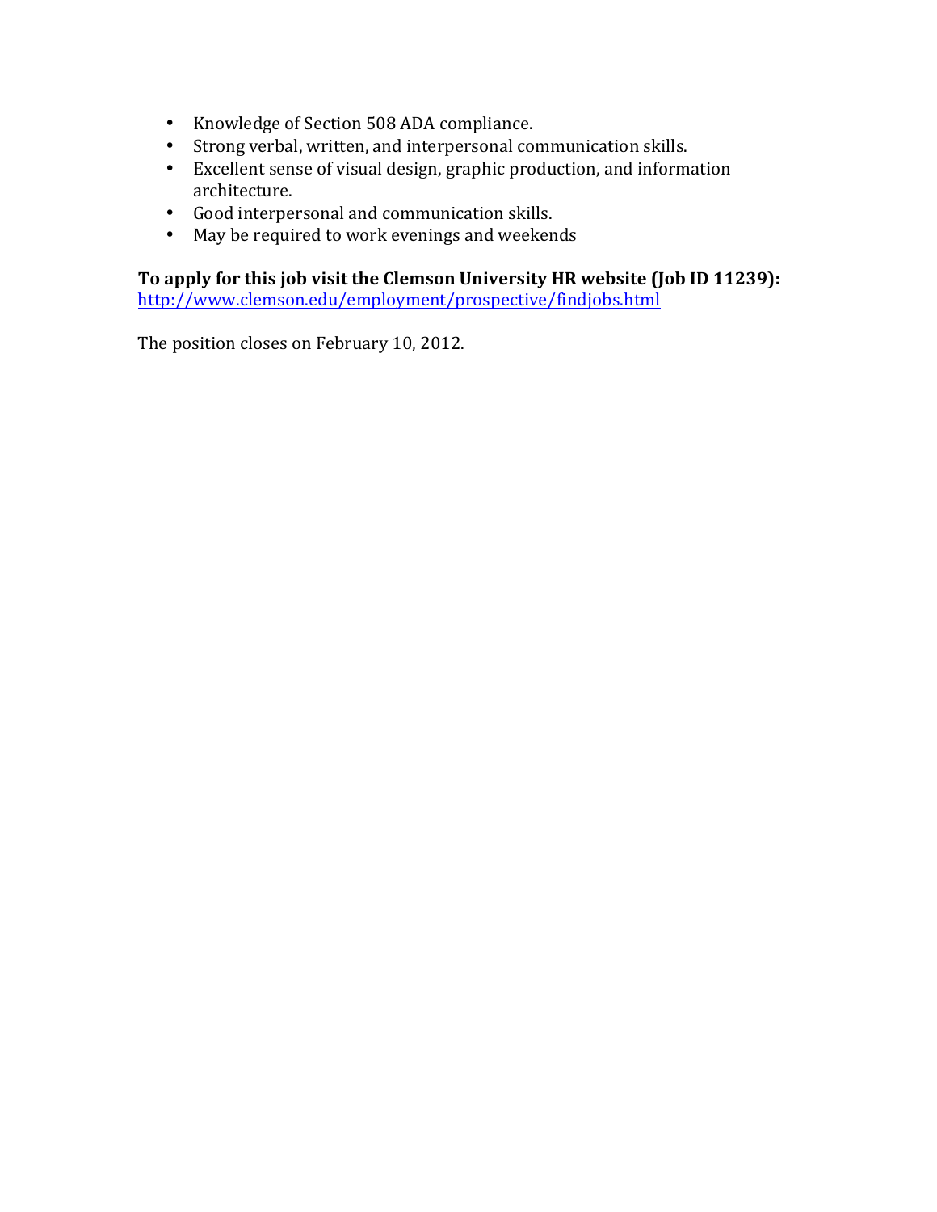- Knowledge of Section 508 ADA compliance.
- Strong verbal, written, and interpersonal communication skills.
- Excellent sense of visual design, graphic production, and information architecture.
- Good interpersonal and communication skills.
- May be required to work evenings and weekends

**To apply for this job visit the Clemson University HR website (Job ID 11239):**
http://www.clemson.edu/employment/prospective/findjobs.html

The position closes on February 10, 2012.